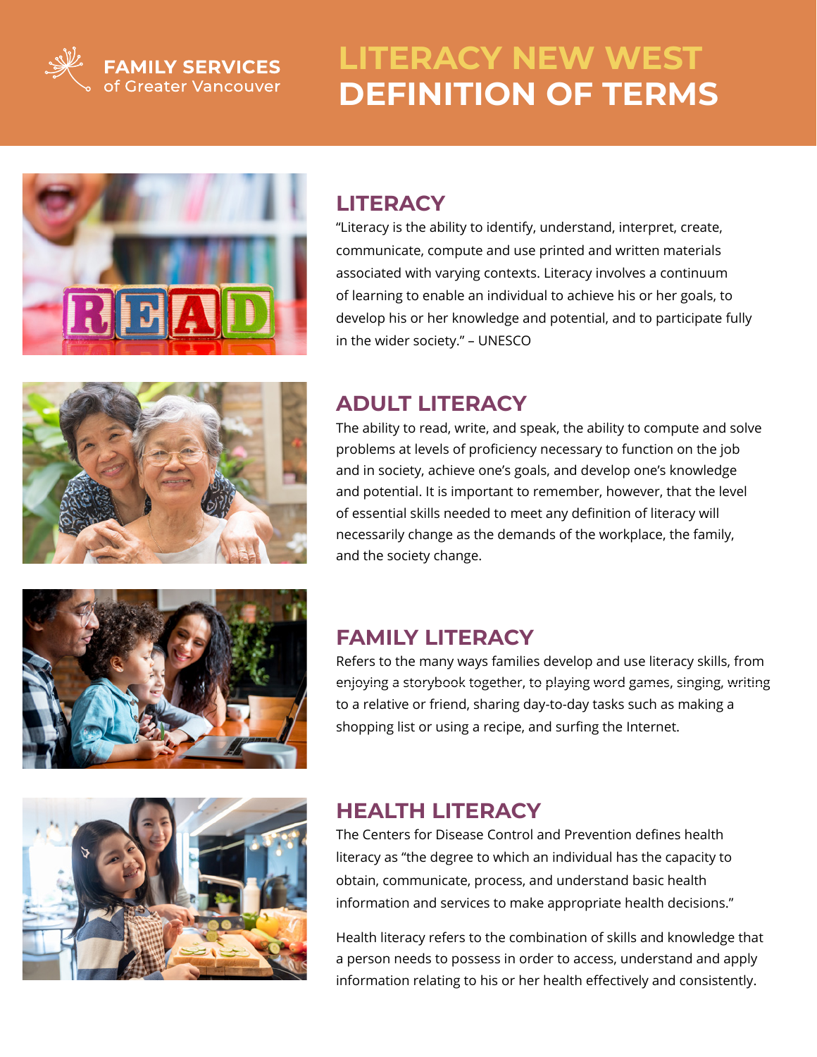FAMILY SERVICES of Greater Vancouver

# LITERACY NEW WEST DEFINITION OF TERMS

## LITERACY

"Literacy is the ability to identify, understand, interpret, create, communicate, compute and use printed and written materials associated with varying contexts. Literacy involves a continuum of learning to enable an individual to achieve his or her goals, to develop his or her knowledge and potential, and to participate fully in the wider society." – UNESCO

## ADULT LITERACY

The ability to read, write, and speak, the ability to compute and solve problems at levels of proficiency necessary to function on the job and in society, achieve one's goals, and develop one's knowledge and potential. It is important to remember, however, that the level of essential skills needed to meet any definition of literacy will necessarily change as the demands of the workplace, the family, and the society change.

## FAMILY LITERACY

Refers to the many ways families develop and use literacy skills, from enjoying a storybook together, to playing word games, singing, writing to a relative or friend, sharing day-to-day tasks such as making a shopping list or using a recipe, and surfing the Internet.

## HEALTH LITERACY

The Centers for Disease Control and Prevention defines health literacy as "the degree to which an individual has the capacity to obtain, communicate, process, and understand basic health information and services to make appropriate health decisions."

Health literacy refers to the combination of skills and knowledge that a person needs to possess in order to access, understand and apply information relating to his or her health effectively and consistently.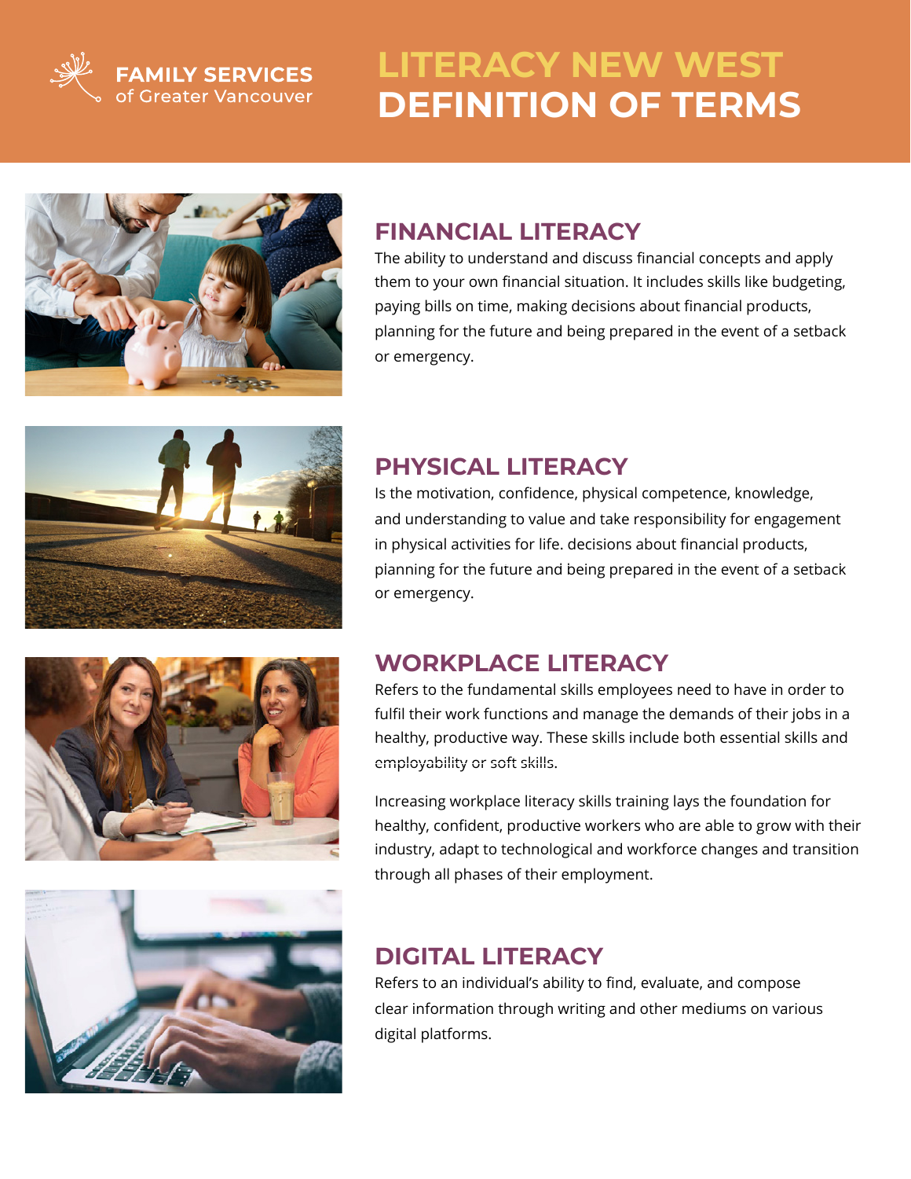FAMILY SERVICES of Greater Vancouver

# LITERACY NEW WEST DEFINITION OF TERMS

## FINANCIAL LITERACY

The ability to understand and discuss financial concepts and apply them to your own financial situation. It includes skills like budgeting, paying bills on time, making decisions about financial products, planning for the future and being prepared in the event of a setback or emergency.

## PHYSICAL LITERACY

Is the motivation, confidence, physical competence, knowledge, and understanding to value and take responsibility for engagement in physical activities for life. decisions about financial products, planning for the future and being prepared in the event of a setback or emergency.

## WORKPLACE LITERACY

Refers to the fundamental skills employees need to have in order to fulfil their work functions and manage the demands of their jobs in a healthy, productive way. These skills include both essential skills and employability or soft skills.

Increasing workplace literacy skills training lays the foundation for healthy, confident, productive workers who are able to grow with their industry, adapt to technological and workforce changes and transition through all phases of their employment.

## DIGITAL LITERACY

Refers to an individual's ability to find, evaluate, and compose clear information through writing and other mediums on various digital platforms.